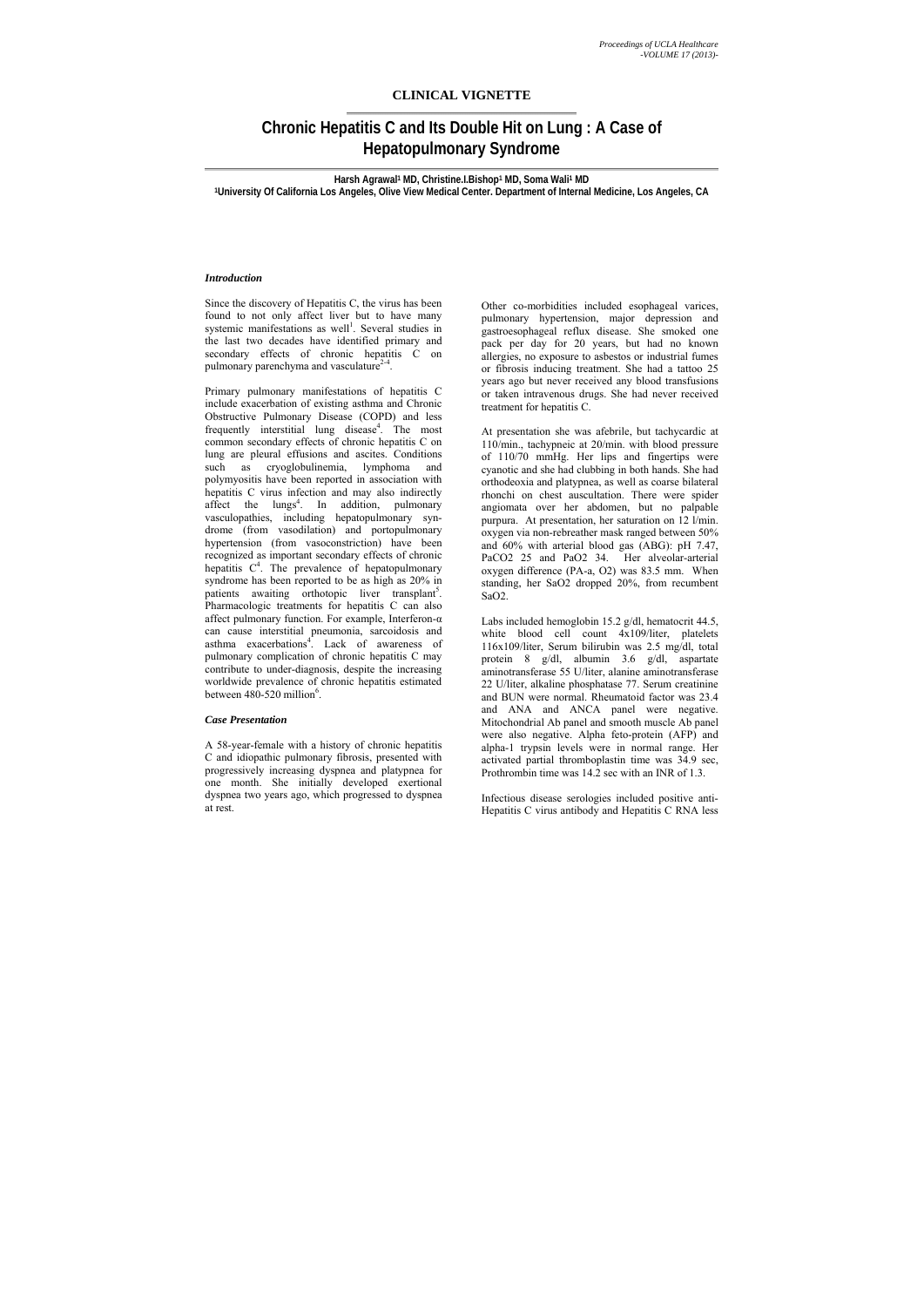**CLINICAL VIGNETTE**

# Chronic Hepatitis C and Its Double Hit on Lung : A Case of Hepatopulmonary Syndrome

**Harsh Agrawal[1] MD, Christine.I.Bishop[1] MD, Soma Wali[1] MD**
**[1]University Of California Los Angeles, Olive View Medical Center. Department of Internal Medicine, Los Angeles, CA**

### *Introduction*

Since the discovery of Hepatitis C, the virus has been found to not only affect liver but to have many systemic manifestations as well[1]. Several studies in the last two decades have identified primary and secondary effects of chronic hepatitis C on pulmonary parenchyma and vasculature[2-4].

Primary pulmonary manifestations of hepatitis C include exacerbation of existing asthma and Chronic Obstructive Pulmonary Disease (COPD) and less frequently interstitial lung disease[4]. The most common secondary effects of chronic hepatitis C on lung are pleural effusions and ascites. Conditions such as cryoglobulinemia, lymphoma and polymyositis have been reported in association with hepatitis C virus infection and may also indirectly affect the lungs[4]. In addition, pulmonary vasculopathies, including hepatopulmonary syndrome (from vasodilation) and portopulmonary hypertension (from vasoconstriction) have been recognized as important secondary effects of chronic hepatitis C[4]. The prevalence of hepatopulmonary syndrome has been reported to be as high as 20% in patients awaiting orthotopic liver transplant[5]. Pharmacologic treatments for hepatitis C can also affect pulmonary function. For example, Interferon-α can cause interstitial pneumonia, sarcoidosis and asthma exacerbations[4]. Lack of awareness of pulmonary complication of chronic hepatitis C may contribute to under-diagnosis, despite the increasing worldwide prevalence of chronic hepatitis estimated between 480-520 million[6].

### *Case Presentation*

A 58-year-female with a history of chronic hepatitis C and idiopathic pulmonary fibrosis, presented with progressively increasing dyspnea and platypnea for one month. She initially developed exertional dyspnea two years ago, which progressed to dyspnea at rest.

Other co-morbidities included esophageal varices, pulmonary hypertension, major depression and gastroesophageal reflux disease. She smoked one pack per day for 20 years, but had no known allergies, no exposure to asbestos or industrial fumes or fibrosis inducing treatment. She had a tattoo 25 years ago but never received any blood transfusions or taken intravenous drugs. She had never received treatment for hepatitis C.

At presentation she was afebrile, but tachycardic at 110/min., tachypneic at 20/min. with blood pressure of 110/70 mmHg. Her lips and fingertips were cyanotic and she had clubbing in both hands. She had orthodeoxia and platypnea, as well as coarse bilateral rhonchi on chest auscultation. There were spider angiomata over her abdomen, but no palpable purpura. At presentation, her saturation on 12 l/min. oxygen via non-rebreather mask ranged between 50% and 60% with arterial blood gas (ABG): pH 7.47, $PaCO_2$ 25 and $PaO_2$ 34. Her alveolar-arterial oxygen difference (PA-a, $O_2$) was 83.5 mm. When standing, her $SaO_2$ dropped 20%, from recumbent $SaO_2$.

Labs included hemoglobin 15.2 g/dl, hematocrit 44.5, white blood cell count 4x109/liter, platelets 116x109/liter, Serum bilirubin was 2.5 mg/dl, total protein 8 g/dl, albumin 3.6 g/dl, aspartate aminotransferase 55 U/liter, alanine aminotransferase 22 U/liter, alkaline phosphatase 77. Serum creatinine and BUN were normal. Rheumatoid factor was 23.4 and ANA and ANCA panel were negative. Mitochondrial Ab panel and smooth muscle Ab panel were also negative. Alpha feto-protein (AFP) and alpha-1 trypsin levels were in normal range. Her activated partial thromboplastin time was 34.9 sec, Prothrombin time was 14.2 sec with an INR of 1.3.

Infectious disease serologies included positive anti-Hepatitis C virus antibody and Hepatitis C RNA less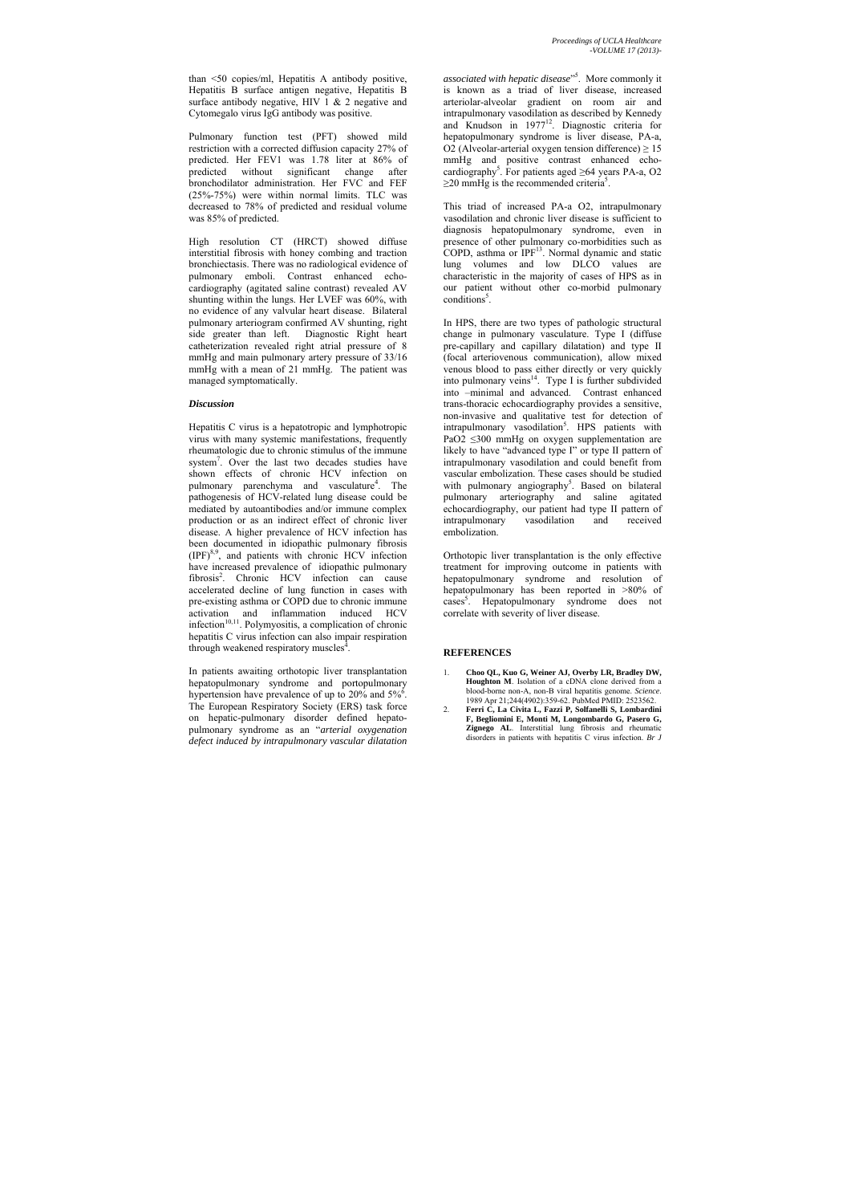than <50 copies/ml, Hepatitis A antibody positive, Hepatitis B surface antigen negative, Hepatitis B surface antibody negative, HIV 1 & 2 negative and Cytomegalo virus IgG antibody was positive.

Pulmonary function test (PFT) showed mild restriction with a corrected diffusion capacity 27% of predicted. Her FEV1 was 1.78 liter at 86% of predicted without significant change after bronchodilator administration. Her FVC and FEF (25%-75%) were within normal limits. TLC was decreased to 78% of predicted and residual volume was 85% of predicted.

High resolution CT (HRCT) showed diffuse interstitial fibrosis with honey combing and traction bronchiectasis. There was no radiological evidence of pulmonary emboli. Contrast enhanced echo-cardiography (agitated saline contrast) revealed AV shunting within the lungs. Her LVEF was 60%, with no evidence of any valvular heart disease. Bilateral pulmonary arteriogram confirmed AV shunting, right side greater than left. Diagnostic Right heart catheterization revealed right atrial pressure of 8 mmHg and main pulmonary artery pressure of 33/16 mmHg with a mean of 21 mmHg. The patient was managed symptomatically.

### *Discussion*

Hepatitis C virus is a hepatotropic and lymphotropic virus with many systemic manifestations, frequently rheumatologic due to chronic stimulus of the immune system[7]. Over the last two decades studies have shown effects of chronic HCV infection on pulmonary parenchyma and vasculature[4]. The pathogenesis of HCV-related lung disease could be mediated by autoantibodies and/or immune complex production or as an indirect effect of chronic liver disease. A higher prevalence of HCV infection has been documented in idiopathic pulmonary fibrosis (IPF)[8,9], and patients with chronic HCV infection have increased prevalence of idiopathic pulmonary fibrosis[2]. Chronic HCV infection can cause accelerated decline of lung function in cases with pre-existing asthma or COPD due to chronic immune activation and inflammation induced HCV infection[10,11]. Polymyositis, a complication of chronic hepatitis C virus infection can also impair respiration through weakened respiratory muscles[4].

In patients awaiting orthotopic liver transplantation hepatopulmonary syndrome and portopulmonary hypertension have prevalence of up to 20% and 5%[6]. The European Respiratory Society (ERS) task force on hepatic-pulmonary disorder defined hepato-pulmonary syndrome as an "*arterial oxygenation defect induced by intrapulmonary vascular dilatation associated with hepatic disease*"[5]. More commonly it is known as a triad of liver disease, increased arteriolar-alveolar gradient on room air and intrapulmonary vasodilation as described by Kennedy and Knudson in 1977[12]. Diagnostic criteria for hepatopulmonary syndrome is liver disease, PA-a, O2 (Alveolar-arterial oxygen tension difference) $\geq 15$ mmHg and positive contrast enhanced echo-cardiography[5]. For patients aged $\geq 64$ years PA-a, O2 $\geq 20$ mmHg is the recommended criteria[5].

This triad of increased PA-a O2, intrapulmonary vasodilation and chronic liver disease is sufficient to diagnosis hepatopulmonary syndrome, even in presence of other pulmonary co-morbidities such as COPD, asthma or IPF[13]. Normal dynamic and static lung volumes and low DLCO values are characteristic in the majority of cases of HPS as in our patient without other co-morbid pulmonary conditions[5].

In HPS, there are two types of pathologic structural change in pulmonary vasculature. Type I (diffuse pre-capillary and capillary dilatation) and type II (focal arteriovenous communication), allow mixed venous blood to pass either directly or very quickly into pulmonary veins[14]. Type I is further subdivided into –minimal and advanced. Contrast enhanced trans-thoracic echocardiography provides a sensitive, non-invasive and qualitative test for detection of intrapulmonary vasodilation[5]. HPS patients with PaO2 $\leq 300$ mmHg on oxygen supplementation are likely to have "advanced type I" or type II pattern of intrapulmonary vasodilation and could benefit from vascular embolization. These cases should be studied with pulmonary angiography[5]. Based on bilateral pulmonary arteriography and saline agitated echocardiography, our patient had type II pattern of intrapulmonary vasodilation and received embolization.

Orthotopic liver transplantation is the only effective treatment for improving outcome in patients with hepatopulmonary syndrome and resolution of hepatopulmonary has been reported in >80% of cases[5]. Hepatopulmonary syndrome does not correlate with severity of liver disease.

## REFERENCES

1. **Choo QL, Kuo G, Weiner AJ, Overby LR, Bradley DW, Houghton M**. Isolation of a cDNA clone derived from a blood-borne non-A, non-B viral hepatitis genome. *Science*. 1989 Apr 21;244(4902):359-62. PubMed PMID: 2523562.
2. **Ferri C, La Civita L, Fazzi P, Solfanelli S, Lombardini F, Begliomini E, Monti M, Longombardo G, Pasero G, Zignego AL**. Interstitial lung fibrosis and rheumatic disorders in patients with hepatitis C virus infection. *Br J*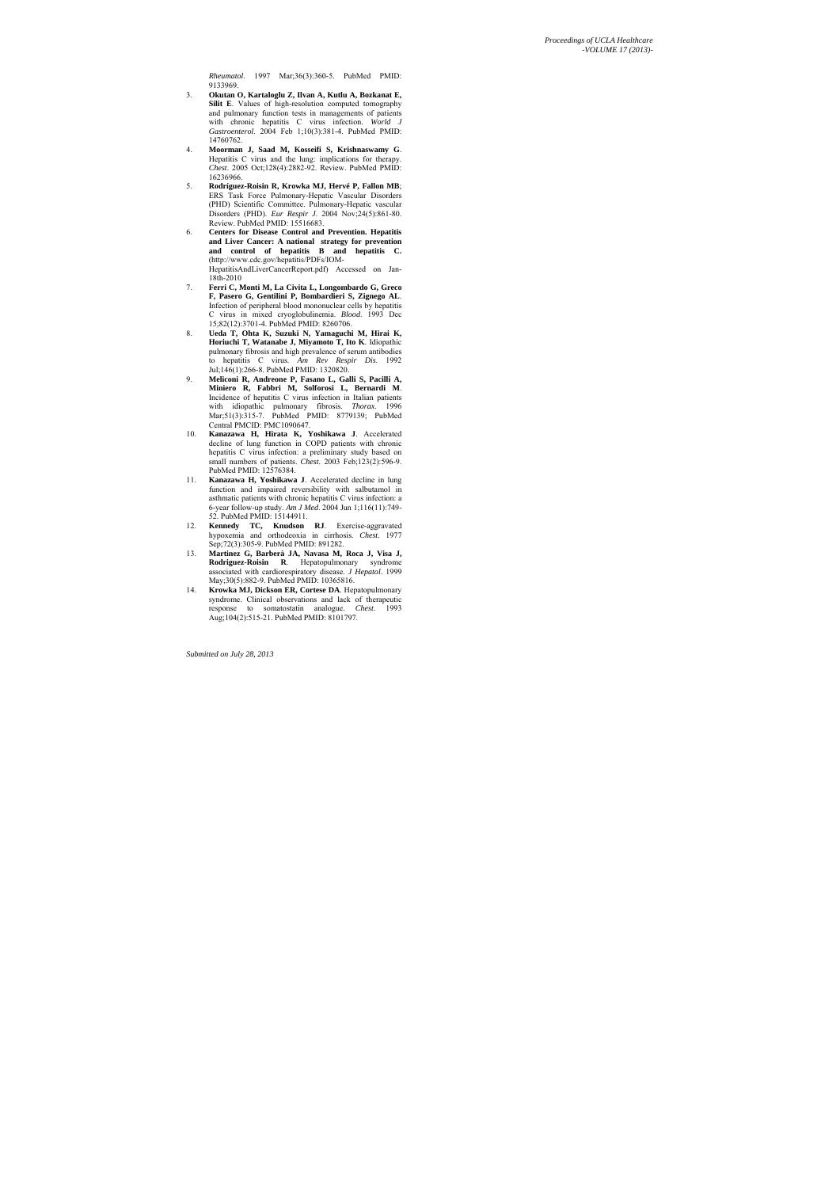*Rheumatol*. 1997 Mar;36(3):360-5. PubMed PMID: 9133969.

3. **Okutan O, Kartaloglu Z, Ilvan A, Kutlu A, Bozkanat E, Silit E**. Values of high-resolution computed tomography and pulmonary function tests in managements of patients with chronic hepatitis C virus infection. *World J Gastroenterol*. 2004 Feb 1;10(3):381-4. PubMed PMID: 14760762.
4. **Moorman J, Saad M, Kosseifi S, Krishnaswamy G**. Hepatitis C virus and the lung: implications for therapy. *Chest*. 2005 Oct;128(4):2882-92. Review. PubMed PMID: 16236966.
5. **Rodriguez-Roisin R, Krowka MJ, Hervé P, Fallon MB**; ERS Task Force Pulmonary-Hepatic Vascular Disorders (PHD) Scientific Committee. Pulmonary-Hepatic vascular Disorders (PHD). *Eur Respir J*. 2004 Nov;24(5):861-80. Review. PubMed PMID: 15516683.
6. **Centers for Disease Control and Prevention. Hepatitis and Liver Cancer: A national strategy for prevention and control of hepatitis B and hepatitis C.** (http://www.cdc.gov/hepatitis/PDFs/IOM-HepatitisAndLiverCancerReport.pdf) Accessed on Jan-18th-2010
7. **Ferri C, Monti M, La Civita L, Longombardo G, Greco F, Pasero G, Gentilini P, Bombardieri S, Zignego AL**. Infection of peripheral blood mononuclear cells by hepatitis C virus in mixed cryoglobulinemia. *Blood*. 1993 Dec 15;82(12):3701-4. PubMed PMID: 8260706.
8. **Ueda T, Ohta K, Suzuki N, Yamaguchi M, Hirai K, Horiuchi T, Watanabe J, Miyamoto T, Ito K**. Idiopathic pulmonary fibrosis and high prevalence of serum antibodies to hepatitis C virus. *Am Rev Respir Dis*. 1992 Jul;146(1):266-8. PubMed PMID: 1320820.
9. **Meliconi R, Andreone P, Fasano L, Galli S, Pacilli A, Miniero R, Fabbri M, Solforosi L, Bernardi M**. Incidence of hepatitis C virus infection in Italian patients with idiopathic pulmonary fibrosis. *Thorax*. 1996 Mar;51(3):315-7. PubMed PMID: 8779139; PubMed Central PMCID: PMC1090647.
10. **Kanazawa H, Hirata K, Yoshikawa J**. Accelerated decline of lung function in COPD patients with chronic hepatitis C virus infection: a preliminary study based on small numbers of patients. *Chest*. 2003 Feb;123(2):596-9. PubMed PMID: 12576384.
11. **Kanazawa H, Yoshikawa J**. Accelerated decline in lung function and impaired reversibility with salbutamol in asthmatic patients with chronic hepatitis C virus infection: a 6-year follow-up study. *Am J Med*. 2004 Jun 1;116(11):749-52. PubMed PMID: 15144911.
12. **Kennedy TC, Knudson RJ**. Exercise-aggravated hypoxemia and orthodeoxia in cirrhosis. *Chest*. 1977 Sep;72(3):305-9. PubMed PMID: 891282.
13. **Martinez G, Barberà JA, Navasa M, Roca J, Visa J, Rodriguez-Roisin R**. Hepatopulmonary syndrome associated with cardiorespiratory disease. *J Hepatol*. 1999 May;30(5):882-9. PubMed PMID: 10365816.
14. **Krowka MJ, Dickson ER, Cortese DA**. Hepatopulmonary syndrome. Clinical observations and lack of therapeutic response to somatostatin analogue. *Chest*. 1993 Aug;104(2):515-21. PubMed PMID: 8101797.

*Submitted on July 28, 2013*